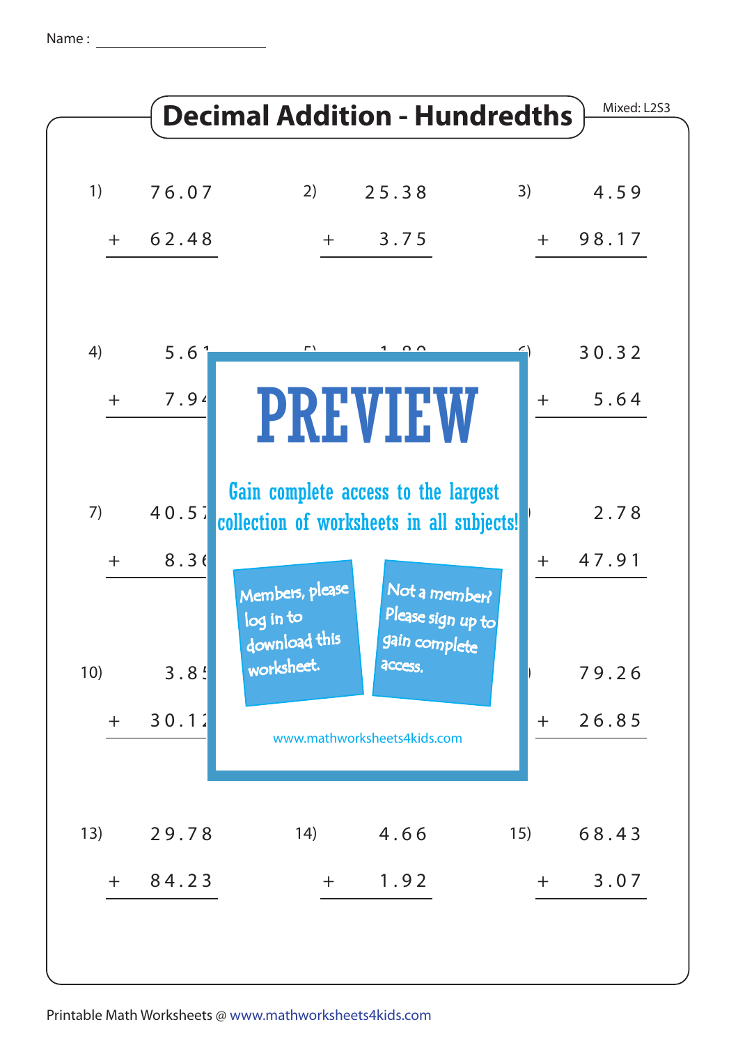Name : ______________________

# Decimal Addition - Hundredths

Mixed: L2S3

1) $76.07 + 62.48$

2) $25.38 + 3.75$

3) $4.59 + 98.17$

4) $5.6\ldots + 7.9\ldots$

5) $1.8\ldots$

6) $30.32 + 5.64$

7) $40.5\ldots + 8.3\ldots$

9) $2.78 + 47.91$

10) $3.8\ldots + 30.1\ldots$

12) $79.26 + 26.85$

13) $29.78 + 84.23$

14) $4.66 + 1.92$

15) $68.43 + 3.07$

PREVIEW

Gain complete access to the largest collection of worksheets in all subjects!

Members, please log in to download this worksheet.

Not a member? Please sign up to gain complete access.

www.mathworksheets4kids.com

Printable Math Worksheets @ www.mathworksheets4kids.com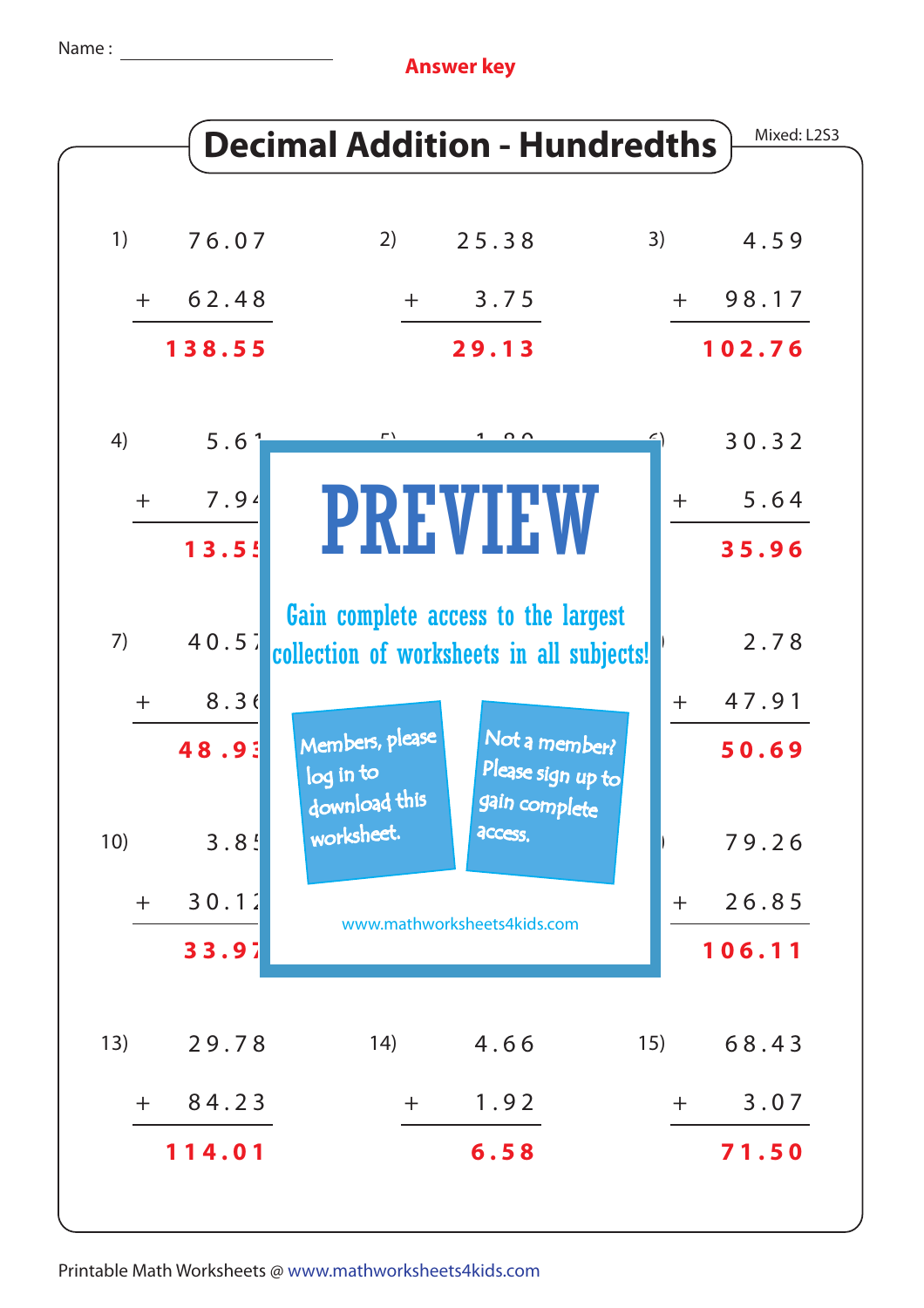Name : ____________________

**Answer key**

# Decimal Addition - Hundredths

Mixed: L2S3

1) 76.07 + 62.48 = **138.55**

2) 25.38 + 3.75 = **29.13**

3) 4.59 + 98.17 = **102.76**

4) 5.61 + 7.94 = **13.55**

5) 1.80

6) 30.32 + 5.64 = **35.96**

7) 40.57 + 8.36 = **48.93**

9) 2.78 + 47.91 = **50.69**

10) 3.85 + 30.12 = **33.97**

12) 79.26 + 26.85 = **106.11**

13) 29.78 + 84.23 = **114.01**

14) 4.66 + 1.92 = **6.58**

15) 68.43 + 3.07 = **71.50**

PREVIEW

Gain complete access to the largest collection of worksheets in all subjects!

Members, please log in to download this worksheet.

Not a member? Please sign up to gain complete access.

www.mathworksheets4kids.com

Printable Math Worksheets @ www.mathworksheets4kids.com